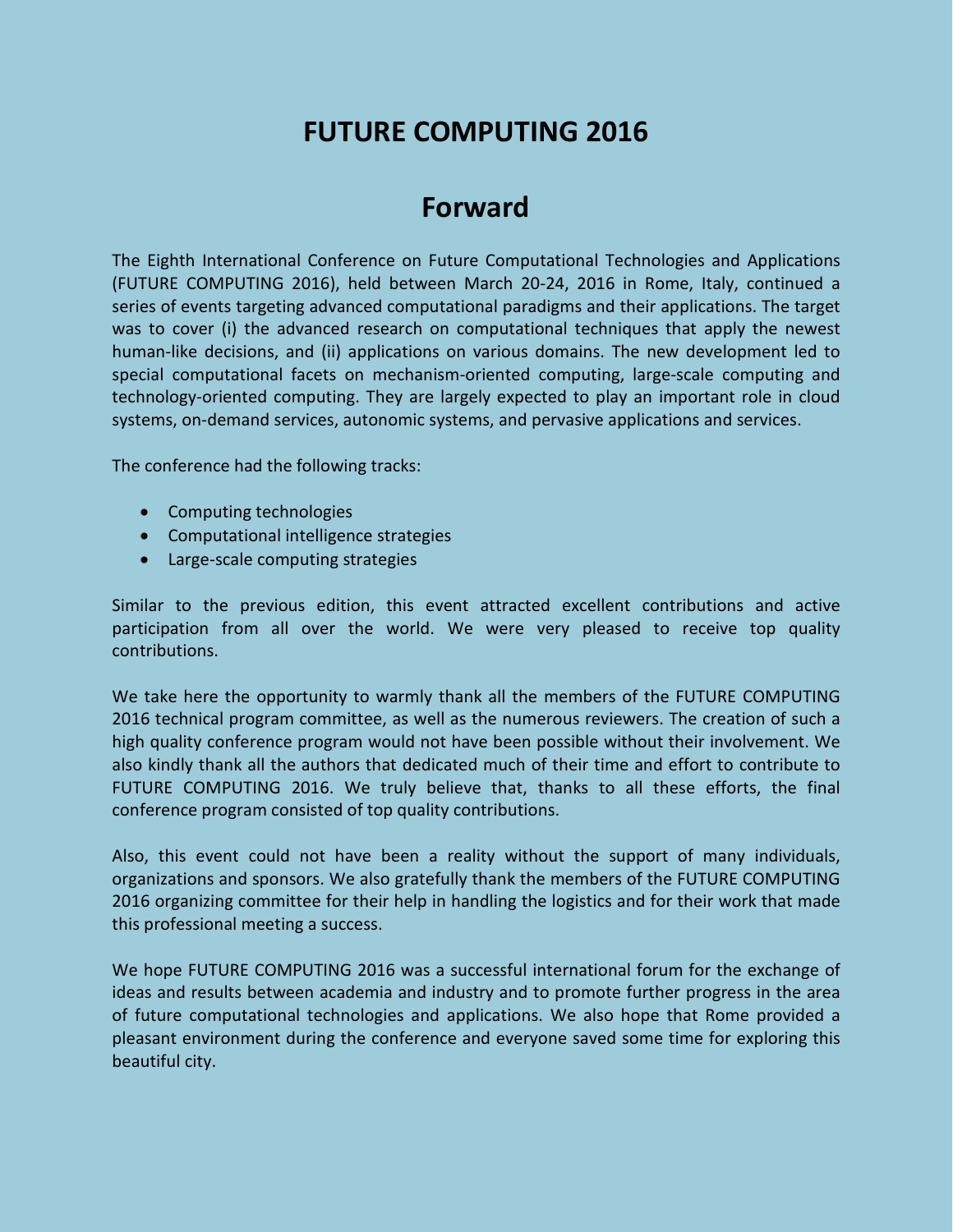# FUTURE COMPUTING 2016

## Forward

The Eighth International Conference on Future Computational Technologies and Applications (FUTURE COMPUTING 2016), held between March 20-24, 2016 in Rome, Italy, continued a series of events targeting advanced computational paradigms and their applications. The target was to cover (i) the advanced research on computational techniques that apply the newest human-like decisions, and (ii) applications on various domains. The new development led to special computational facets on mechanism-oriented computing, large-scale computing and technology-oriented computing. They are largely expected to play an important role in cloud systems, on-demand services, autonomic systems, and pervasive applications and services.

The conference had the following tracks:

- Computing technologies
- Computational intelligence strategies
- Large-scale computing strategies

Similar to the previous edition, this event attracted excellent contributions and active participation from all over the world. We were very pleased to receive top quality contributions.

We take here the opportunity to warmly thank all the members of the FUTURE COMPUTING 2016 technical program committee, as well as the numerous reviewers. The creation of such a high quality conference program would not have been possible without their involvement. We also kindly thank all the authors that dedicated much of their time and effort to contribute to FUTURE COMPUTING 2016. We truly believe that, thanks to all these efforts, the final conference program consisted of top quality contributions.

Also, this event could not have been a reality without the support of many individuals, organizations and sponsors. We also gratefully thank the members of the FUTURE COMPUTING 2016 organizing committee for their help in handling the logistics and for their work that made this professional meeting a success.

We hope FUTURE COMPUTING 2016 was a successful international forum for the exchange of ideas and results between academia and industry and to promote further progress in the area of future computational technologies and applications. We also hope that Rome provided a pleasant environment during the conference and everyone saved some time for exploring this beautiful city.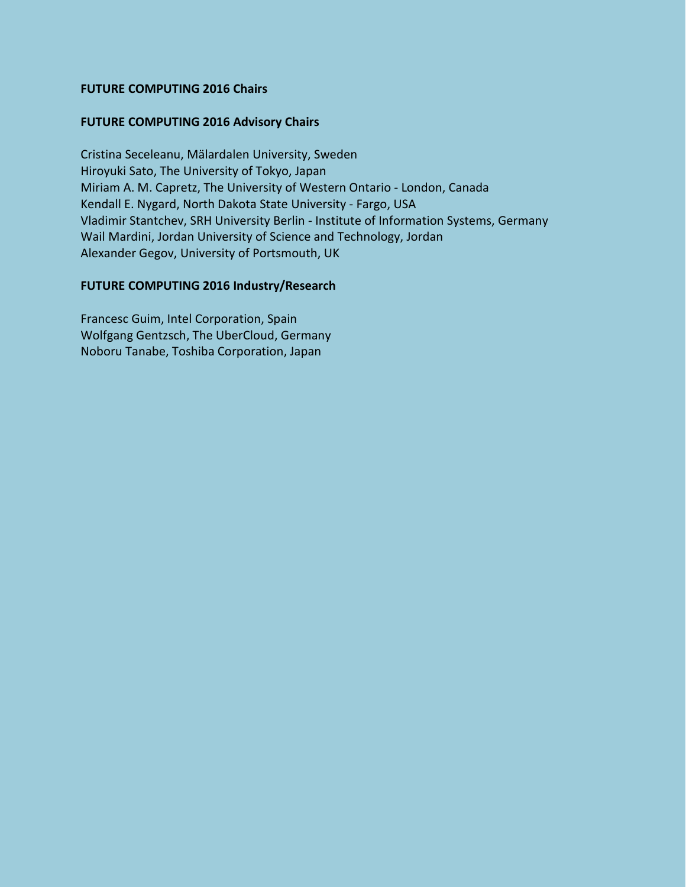**FUTURE COMPUTING 2016 Chairs**

**FUTURE COMPUTING 2016 Advisory Chairs**

Cristina Seceleanu, Mälardalen University, Sweden
Hiroyuki Sato, The University of Tokyo, Japan
Miriam A. M. Capretz, The University of Western Ontario - London, Canada
Kendall E. Nygard, North Dakota State University - Fargo, USA
Vladimir Stantchev, SRH University Berlin - Institute of Information Systems, Germany
Wail Mardini, Jordan University of Science and Technology, Jordan
Alexander Gegov, University of Portsmouth, UK

**FUTURE COMPUTING 2016 Industry/Research**

Francesc Guim, Intel Corporation, Spain
Wolfgang Gentzsch, The UberCloud, Germany
Noboru Tanabe, Toshiba Corporation, Japan